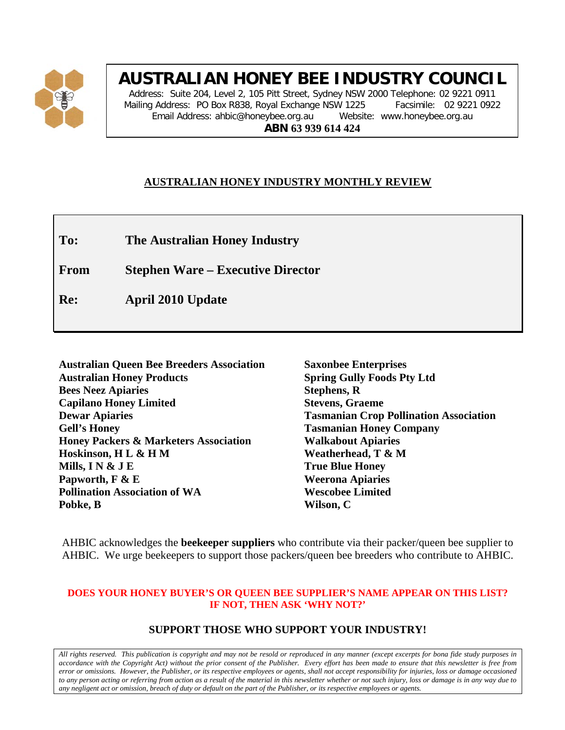# AUSTRALIAN HONEY BEE INDUSTRY COUNCIL

Address: Suite 204, Level 2, 105 Pitt Street, Sydney NSW 2000 Telephone: 02 9221 0911
Mailing Address: PO Box R838, Royal Exchange NSW 1225 Facsimile: 02 9221 0922
Email Address: ahbic@honeybee.org.au Website: www.honeybee.org.au
**ABN 63 939 614 424**

## AUSTRALIAN HONEY INDUSTRY MONTHLY REVIEW

**To:** **The Australian Honey Industry**

**From** **Stephen Ware – Executive Director**

**Re:** **April 2010 Update**

**Australian Queen Bee Breeders Association**
**Australian Honey Products**
**Bees Neez Apiaries**
**Capilano Honey Limited**
**Dewar Apiaries**
**Gell's Honey**
**Honey Packers & Marketers Association**
**Hoskinson, H L & H M**
**Mills, I N & J E**
**Papworth, F & E**
**Pollination Association of WA**
**Pobke, B**
**Saxonbee Enterprises**
**Spring Gully Foods Pty Ltd**
**Stephens, R**
**Stevens, Graeme**
**Tasmanian Crop Pollination Association**
**Tasmanian Honey Company**
**Walkabout Apiaries**
**Weatherhead, T & M**
**True Blue Honey**
**Weerona Apiaries**
**Wescobee Limited**
**Wilson, C**

AHBIC acknowledges the **beekeeper suppliers** who contribute via their packer/queen bee supplier to AHBIC. We urge beekeepers to support those packers/queen bee breeders who contribute to AHBIC.

**DOES YOUR HONEY BUYER'S OR QUEEN BEE SUPPLIER'S NAME APPEAR ON THIS LIST? IF NOT, THEN ASK 'WHY NOT?'**

**SUPPORT THOSE WHO SUPPORT YOUR INDUSTRY!**

*All rights reserved. This publication is copyright and may not be resold or reproduced in any manner (except excerpts for bona fide study purposes in accordance with the Copyright Act) without the prior consent of the Publisher. Every effort has been made to ensure that this newsletter is free from error or omissions. However, the Publisher, or its respective employees or agents, shall not accept responsibility for injuries, loss or damage occasioned to any person acting or referring from action as a result of the material in this newsletter whether or not such injury, loss or damage is in any way due to any negligent act or omission, breach of duty or default on the part of the Publisher, or its respective employees or agents.*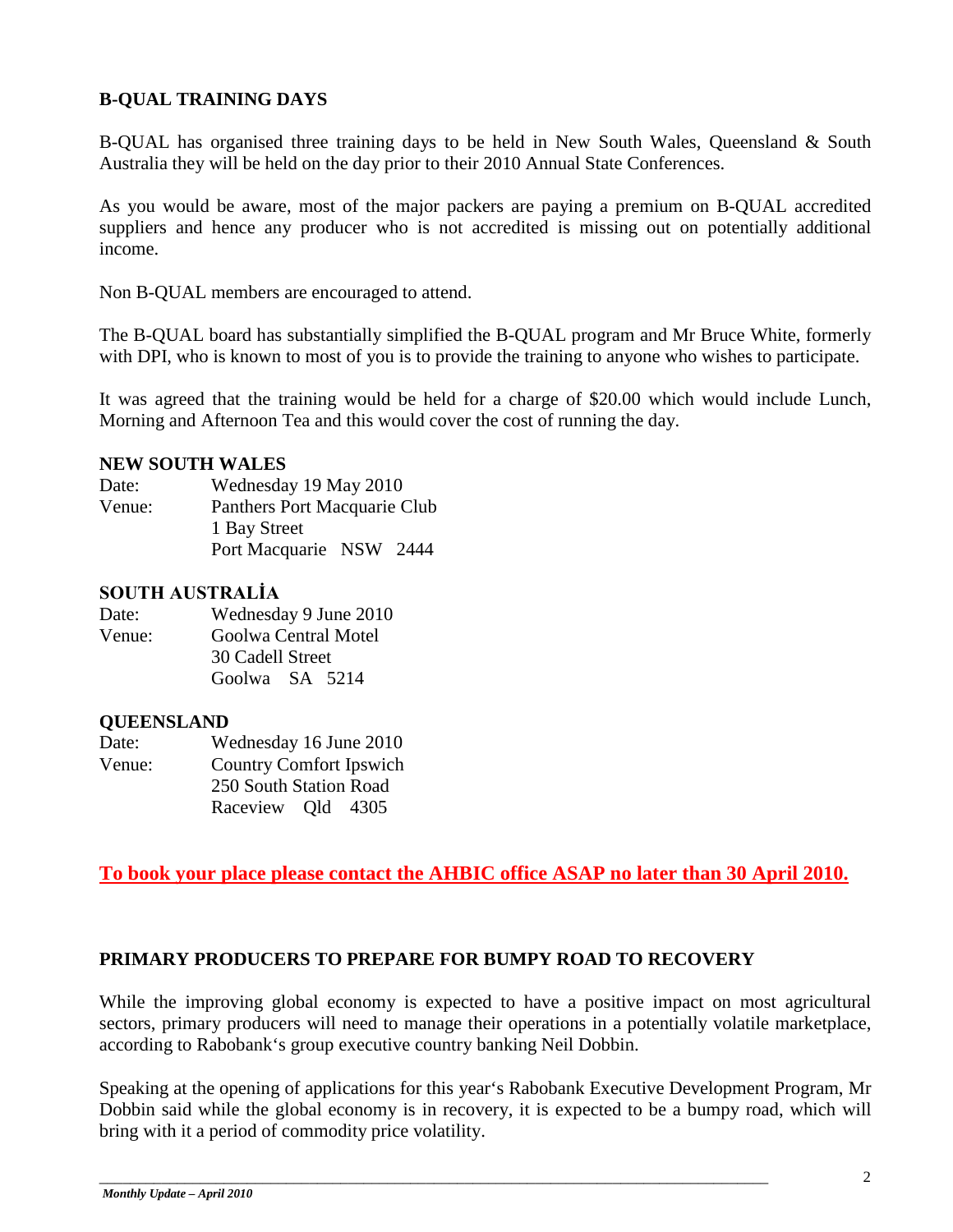## B-QUAL TRAINING DAYS

B-QUAL has organised three training days to be held in New South Wales, Queensland & South Australia they will be held on the day prior to their 2010 Annual State Conferences.

As you would be aware, most of the major packers are paying a premium on B-QUAL accredited suppliers and hence any producer who is not accredited is missing out on potentially additional income.

Non B-QUAL members are encouraged to attend.

The B-QUAL board has substantially simplified the B-QUAL program and Mr Bruce White, formerly with DPI, who is known to most of you is to provide the training to anyone who wishes to participate.

It was agreed that the training would be held for a charge of $20.00 which would include Lunch, Morning and Afternoon Tea and this would cover the cost of running the day.

**NEW SOUTH WALES**

Date: Wednesday 19 May 2010
Venue: Panthers Port Macquarie Club
1 Bay Street
Port Macquarie NSW 2444

**SOUTH AUSTRALİA**

Date: Wednesday 9 June 2010
Venue: Goolwa Central Motel
30 Cadell Street
Goolwa SA 5214

**QUEENSLAND**

Date: Wednesday 16 June 2010
Venue: Country Comfort Ipswich
250 South Station Road
Raceview Qld 4305

**To book your place please contact the AHBIC office ASAP no later than 30 April 2010.**

## PRIMARY PRODUCERS TO PREPARE FOR BUMPY ROAD TO RECOVERY

While the improving global economy is expected to have a positive impact on most agricultural sectors, primary producers will need to manage their operations in a potentially volatile marketplace, according to Rabobank's group executive country banking Neil Dobbin.

Speaking at the opening of applications for this year's Rabobank Executive Development Program, Mr Dobbin said while the global economy is in recovery, it is expected to be a bumpy road, which will bring with it a period of commodity price volatility.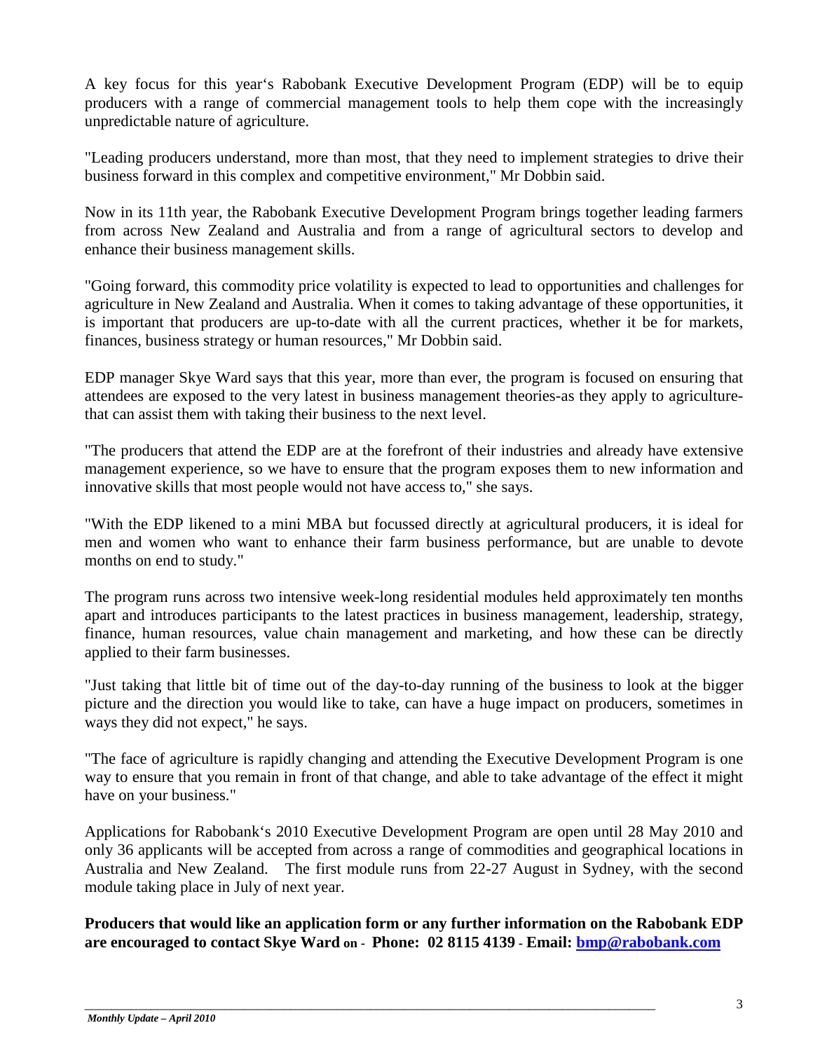A key focus for this year's Rabobank Executive Development Program (EDP) will be to equip producers with a range of commercial management tools to help them cope with the increasingly unpredictable nature of agriculture.

"Leading producers understand, more than most, that they need to implement strategies to drive their business forward in this complex and competitive environment," Mr Dobbin said.

Now in its 11th year, the Rabobank Executive Development Program brings together leading farmers from across New Zealand and Australia and from a range of agricultural sectors to develop and enhance their business management skills.

"Going forward, this commodity price volatility is expected to lead to opportunities and challenges for agriculture in New Zealand and Australia. When it comes to taking advantage of these opportunities, it is important that producers are up-to-date with all the current practices, whether it be for markets, finances, business strategy or human resources," Mr Dobbin said.

EDP manager Skye Ward says that this year, more than ever, the program is focused on ensuring that attendees are exposed to the very latest in business management theories-as they apply to agriculture-that can assist them with taking their business to the next level.

"The producers that attend the EDP are at the forefront of their industries and already have extensive management experience, so we have to ensure that the program exposes them to new information and innovative skills that most people would not have access to," she says.

"With the EDP likened to a mini MBA but focussed directly at agricultural producers, it is ideal for men and women who want to enhance their farm business performance, but are unable to devote months on end to study."

The program runs across two intensive week-long residential modules held approximately ten months apart and introduces participants to the latest practices in business management, leadership, strategy, finance, human resources, value chain management and marketing, and how these can be directly applied to their farm businesses.

"Just taking that little bit of time out of the day-to-day running of the business to look at the bigger picture and the direction you would like to take, can have a huge impact on producers, sometimes in ways they did not expect," he says.

"The face of agriculture is rapidly changing and attending the Executive Development Program is one way to ensure that you remain in front of that change, and able to take advantage of the effect it might have on your business."

Applications for Rabobank's 2010 Executive Development Program are open until 28 May 2010 and only 36 applicants will be accepted from across a range of commodities and geographical locations in Australia and New Zealand. The first module runs from 22-27 August in Sydney, with the second module taking place in July of next year.

**Producers that would like an application form or any further information on the Rabobank EDP are encouraged to contact Skye Ward on - Phone: 02 8115 4139 - Email: bmp@rabobank.com**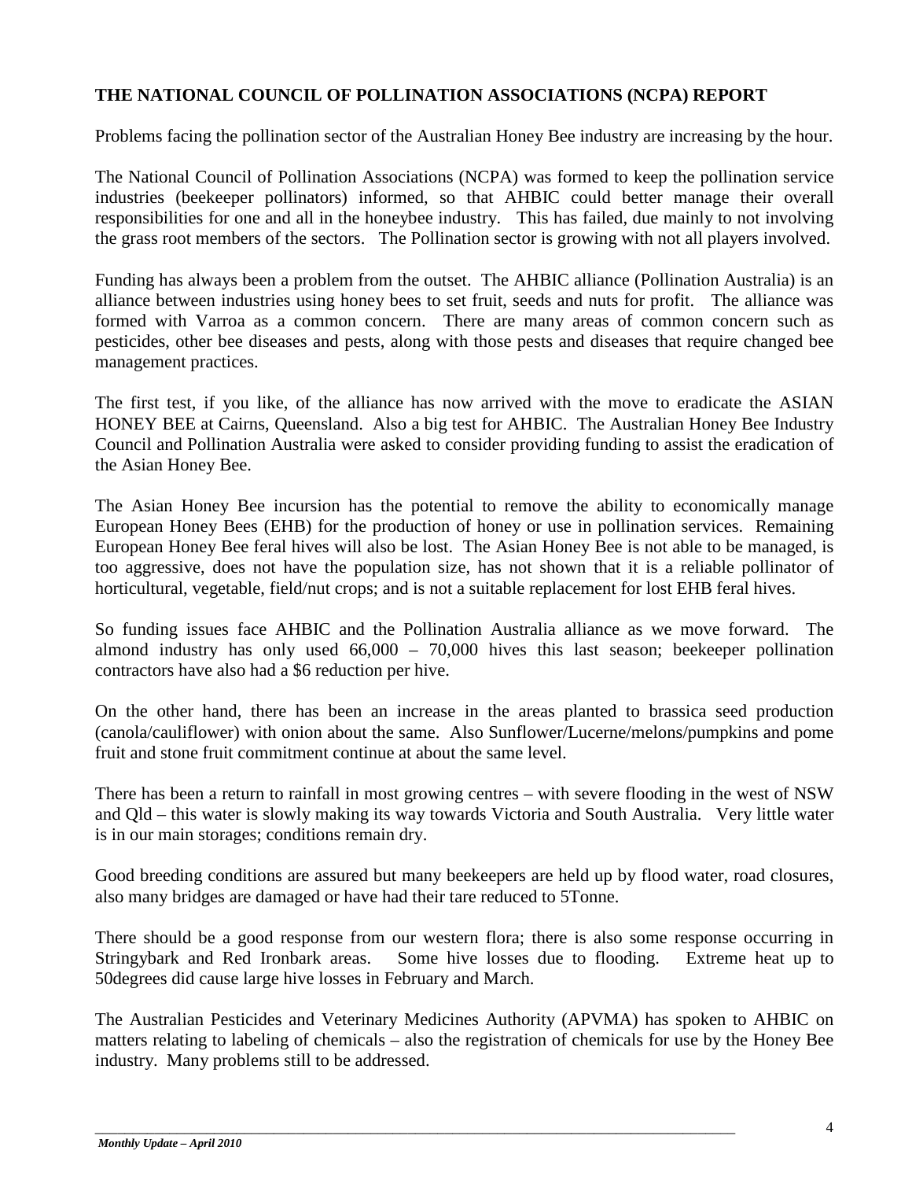## THE NATIONAL COUNCIL OF POLLINATION ASSOCIATIONS (NCPA) REPORT

Problems facing the pollination sector of the Australian Honey Bee industry are increasing by the hour.

The National Council of Pollination Associations (NCPA) was formed to keep the pollination service industries (beekeeper pollinators) informed, so that AHBIC could better manage their overall responsibilities for one and all in the honeybee industry. This has failed, due mainly to not involving the grass root members of the sectors. The Pollination sector is growing with not all players involved.

Funding has always been a problem from the outset. The AHBIC alliance (Pollination Australia) is an alliance between industries using honey bees to set fruit, seeds and nuts for profit. The alliance was formed with Varroa as a common concern. There are many areas of common concern such as pesticides, other bee diseases and pests, along with those pests and diseases that require changed bee management practices.

The first test, if you like, of the alliance has now arrived with the move to eradicate the ASIAN HONEY BEE at Cairns, Queensland. Also a big test for AHBIC. The Australian Honey Bee Industry Council and Pollination Australia were asked to consider providing funding to assist the eradication of the Asian Honey Bee.

The Asian Honey Bee incursion has the potential to remove the ability to economically manage European Honey Bees (EHB) for the production of honey or use in pollination services. Remaining European Honey Bee feral hives will also be lost. The Asian Honey Bee is not able to be managed, is too aggressive, does not have the population size, has not shown that it is a reliable pollinator of horticultural, vegetable, field/nut crops; and is not a suitable replacement for lost EHB feral hives.

So funding issues face AHBIC and the Pollination Australia alliance as we move forward. The almond industry has only used 66,000 – 70,000 hives this last season; beekeeper pollination contractors have also had a $6 reduction per hive.

On the other hand, there has been an increase in the areas planted to brassica seed production (canola/cauliflower) with onion about the same. Also Sunflower/Lucerne/melons/pumpkins and pome fruit and stone fruit commitment continue at about the same level.

There has been a return to rainfall in most growing centres – with severe flooding in the west of NSW and Qld – this water is slowly making its way towards Victoria and South Australia. Very little water is in our main storages; conditions remain dry.

Good breeding conditions are assured but many beekeepers are held up by flood water, road closures, also many bridges are damaged or have had their tare reduced to 5Tonne.

There should be a good response from our western flora; there is also some response occurring in Stringybark and Red Ironbark areas. Some hive losses due to flooding. Extreme heat up to 50degrees did cause large hive losses in February and March.

The Australian Pesticides and Veterinary Medicines Authority (APVMA) has spoken to AHBIC on matters relating to labeling of chemicals – also the registration of chemicals for use by the Honey Bee industry. Many problems still to be addressed.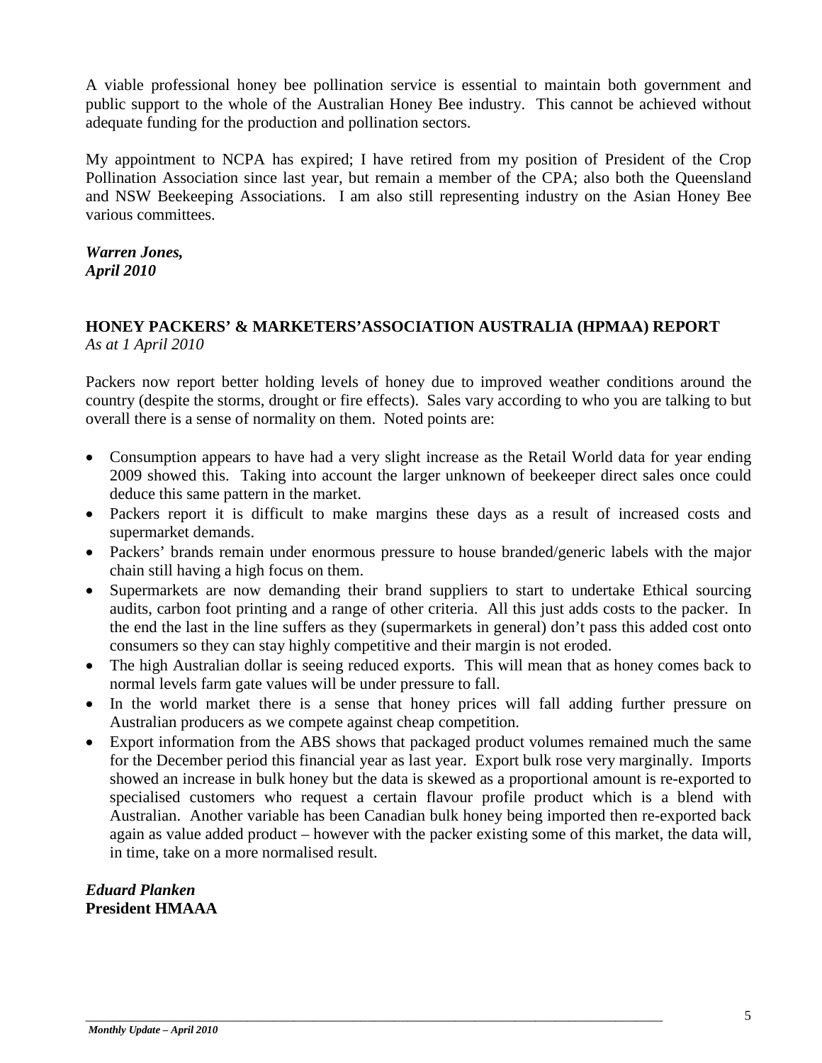A viable professional honey bee pollination service is essential to maintain both government and public support to the whole of the Australian Honey Bee industry. This cannot be achieved without adequate funding for the production and pollination sectors.

My appointment to NCPA has expired; I have retired from my position of President of the Crop Pollination Association since last year, but remain a member of the CPA; also both the Queensland and NSW Beekeeping Associations. I am also still representing industry on the Asian Honey Bee various committees.

***Warren Jones,***
***April 2010***

## HONEY PACKERS' & MARKETERS'ASSOCIATION AUSTRALIA (HPMAA) REPORT

*As at 1 April 2010*

Packers now report better holding levels of honey due to improved weather conditions around the country (despite the storms, drought or fire effects). Sales vary according to who you are talking to but overall there is a sense of normality on them. Noted points are:

- Consumption appears to have had a very slight increase as the Retail World data for year ending 2009 showed this. Taking into account the larger unknown of beekeeper direct sales once could deduce this same pattern in the market.
- Packers report it is difficult to make margins these days as a result of increased costs and supermarket demands.
- Packers' brands remain under enormous pressure to house branded/generic labels with the major chain still having a high focus on them.
- Supermarkets are now demanding their brand suppliers to start to undertake Ethical sourcing audits, carbon foot printing and a range of other criteria. All this just adds costs to the packer. In the end the last in the line suffers as they (supermarkets in general) don't pass this added cost onto consumers so they can stay highly competitive and their margin is not eroded.
- The high Australian dollar is seeing reduced exports. This will mean that as honey comes back to normal levels farm gate values will be under pressure to fall.
- In the world market there is a sense that honey prices will fall adding further pressure on Australian producers as we compete against cheap competition.
- Export information from the ABS shows that packaged product volumes remained much the same for the December period this financial year as last year. Export bulk rose very marginally. Imports showed an increase in bulk honey but the data is skewed as a proportional amount is re-exported to specialised customers who request a certain flavour profile product which is a blend with Australian. Another variable has been Canadian bulk honey being imported then re-exported back again as value added product – however with the packer existing some of this market, the data will, in time, take on a more normalised result.

***Eduard Planken***
**President HMAAA**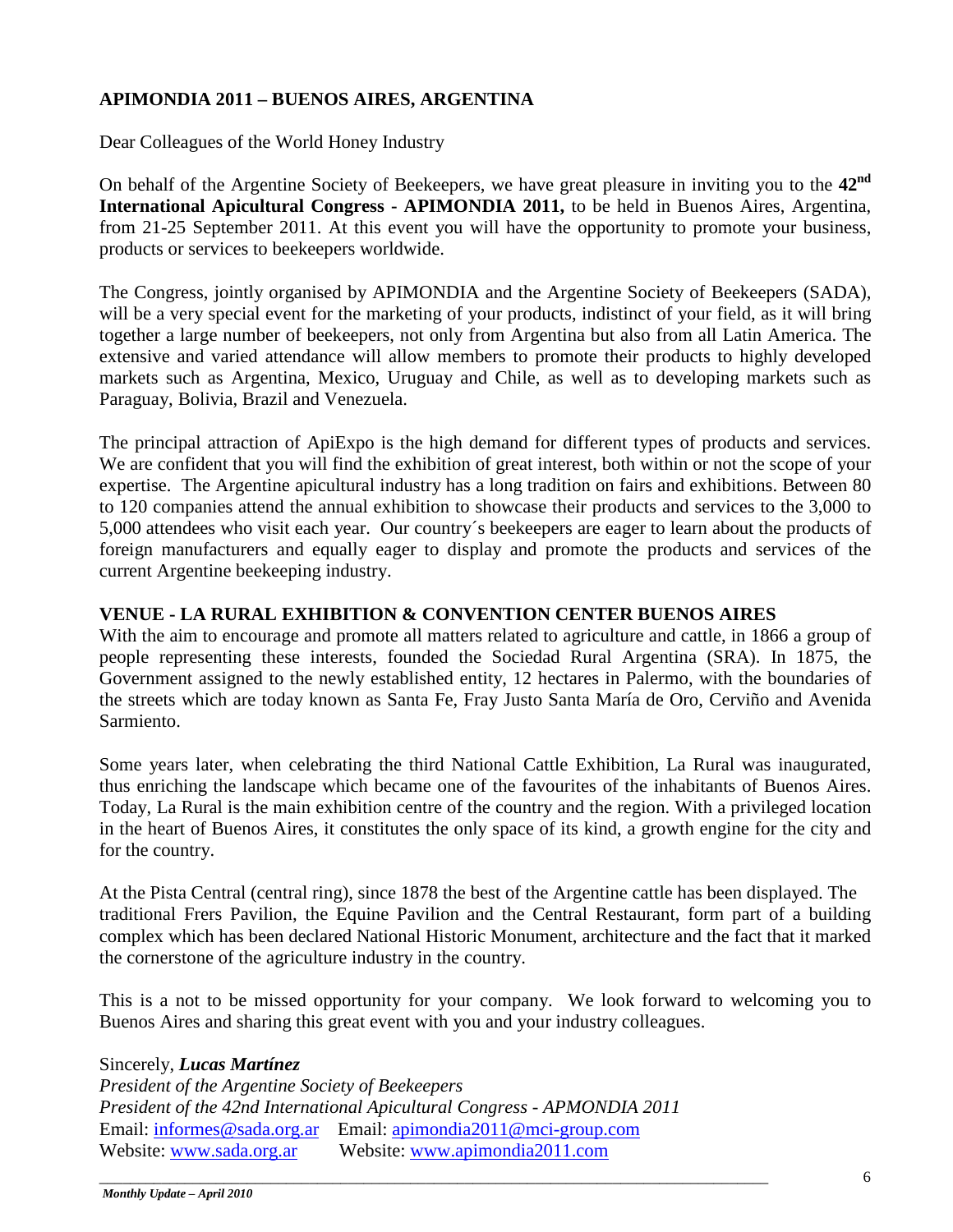## APIMONDIA 2011 – BUENOS AIRES, ARGENTINA

Dear Colleagues of the World Honey Industry

On behalf of the Argentine Society of Beekeepers, we have great pleasure in inviting you to the **42nd International Apicultural Congress - APIMONDIA 2011,** to be held in Buenos Aires, Argentina, from 21-25 September 2011. At this event you will have the opportunity to promote your business, products or services to beekeepers worldwide.

The Congress, jointly organised by APIMONDIA and the Argentine Society of Beekeepers (SADA), will be a very special event for the marketing of your products, indistinct of your field, as it will bring together a large number of beekeepers, not only from Argentina but also from all Latin America. The extensive and varied attendance will allow members to promote their products to highly developed markets such as Argentina, Mexico, Uruguay and Chile, as well as to developing markets such as Paraguay, Bolivia, Brazil and Venezuela.

The principal attraction of ApiExpo is the high demand for different types of products and services. We are confident that you will find the exhibition of great interest, both within or not the scope of your expertise. The Argentine apicultural industry has a long tradition on fairs and exhibitions. Between 80 to 120 companies attend the annual exhibition to showcase their products and services to the 3,000 to 5,000 attendees who visit each year. Our country´s beekeepers are eager to learn about the products of foreign manufacturers and equally eager to display and promote the products and services of the current Argentine beekeeping industry.

### VENUE - LA RURAL EXHIBITION & CONVENTION CENTER BUENOS AIRES

With the aim to encourage and promote all matters related to agriculture and cattle, in 1866 a group of people representing these interests, founded the Sociedad Rural Argentina (SRA). In 1875, the Government assigned to the newly established entity, 12 hectares in Palermo, with the boundaries of the streets which are today known as Santa Fe, Fray Justo Santa María de Oro, Cerviño and Avenida Sarmiento.

Some years later, when celebrating the third National Cattle Exhibition, La Rural was inaugurated, thus enriching the landscape which became one of the favourites of the inhabitants of Buenos Aires. Today, La Rural is the main exhibition centre of the country and the region. With a privileged location in the heart of Buenos Aires, it constitutes the only space of its kind, a growth engine for the city and for the country.

At the Pista Central (central ring), since 1878 the best of the Argentine cattle has been displayed. The traditional Frers Pavilion, the Equine Pavilion and the Central Restaurant, form part of a building complex which has been declared National Historic Monument, architecture and the fact that it marked the cornerstone of the agriculture industry in the country.

This is a not to be missed opportunity for your company. We look forward to welcoming you to Buenos Aires and sharing this great event with you and your industry colleagues.

Sincerely, ***Lucas Martínez***
*President of the Argentine Society of Beekeepers*
*President of the 42nd International Apicultural Congress - APMONDIA 2011*
Email: informes@sada.org.ar Email: apimondia2011@mci-group.com
Website: www.sada.org.ar Website: www.apimondia2011.com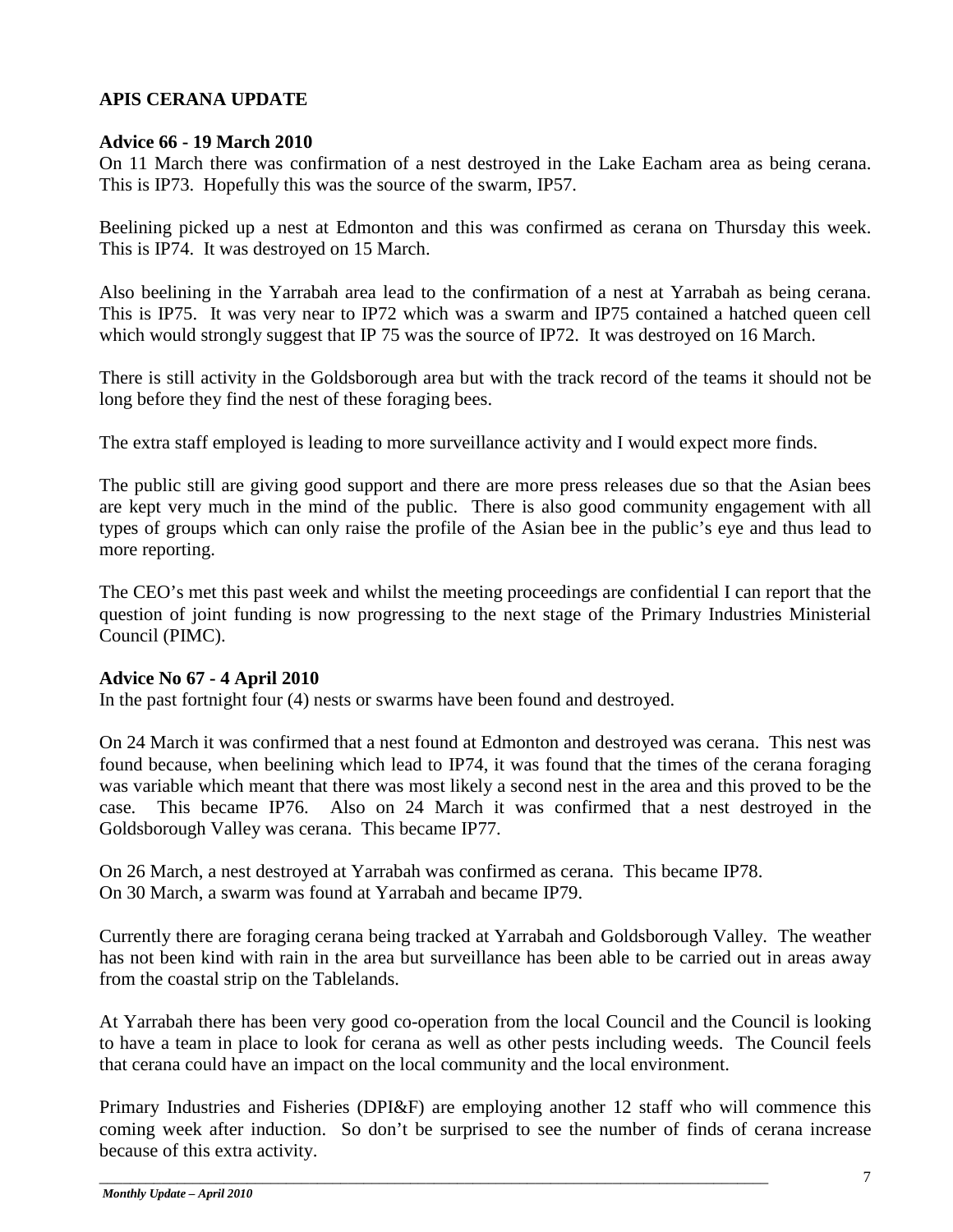## APIS CERANA UPDATE

### Advice 66 - 19 March 2010

On 11 March there was confirmation of a nest destroyed in the Lake Eacham area as being cerana. This is IP73. Hopefully this was the source of the swarm, IP57.

Beelining picked up a nest at Edmonton and this was confirmed as cerana on Thursday this week. This is IP74. It was destroyed on 15 March.

Also beelining in the Yarrabah area lead to the confirmation of a nest at Yarrabah as being cerana. This is IP75. It was very near to IP72 which was a swarm and IP75 contained a hatched queen cell which would strongly suggest that IP 75 was the source of IP72. It was destroyed on 16 March.

There is still activity in the Goldsborough area but with the track record of the teams it should not be long before they find the nest of these foraging bees.

The extra staff employed is leading to more surveillance activity and I would expect more finds.

The public still are giving good support and there are more press releases due so that the Asian bees are kept very much in the mind of the public. There is also good community engagement with all types of groups which can only raise the profile of the Asian bee in the public's eye and thus lead to more reporting.

The CEO's met this past week and whilst the meeting proceedings are confidential I can report that the question of joint funding is now progressing to the next stage of the Primary Industries Ministerial Council (PIMC).

### Advice No 67 - 4 April 2010

In the past fortnight four (4) nests or swarms have been found and destroyed.

On 24 March it was confirmed that a nest found at Edmonton and destroyed was cerana. This nest was found because, when beelining which lead to IP74, it was found that the times of the cerana foraging was variable which meant that there was most likely a second nest in the area and this proved to be the case. This became IP76. Also on 24 March it was confirmed that a nest destroyed in the Goldsborough Valley was cerana. This became IP77.

On 26 March, a nest destroyed at Yarrabah was confirmed as cerana. This became IP78.
On 30 March, a swarm was found at Yarrabah and became IP79.

Currently there are foraging cerana being tracked at Yarrabah and Goldsborough Valley. The weather has not been kind with rain in the area but surveillance has been able to be carried out in areas away from the coastal strip on the Tablelands.

At Yarrabah there has been very good co-operation from the local Council and the Council is looking to have a team in place to look for cerana as well as other pests including weeds. The Council feels that cerana could have an impact on the local community and the local environment.

Primary Industries and Fisheries (DPI&F) are employing another 12 staff who will commence this coming week after induction. So don't be surprised to see the number of finds of cerana increase because of this extra activity.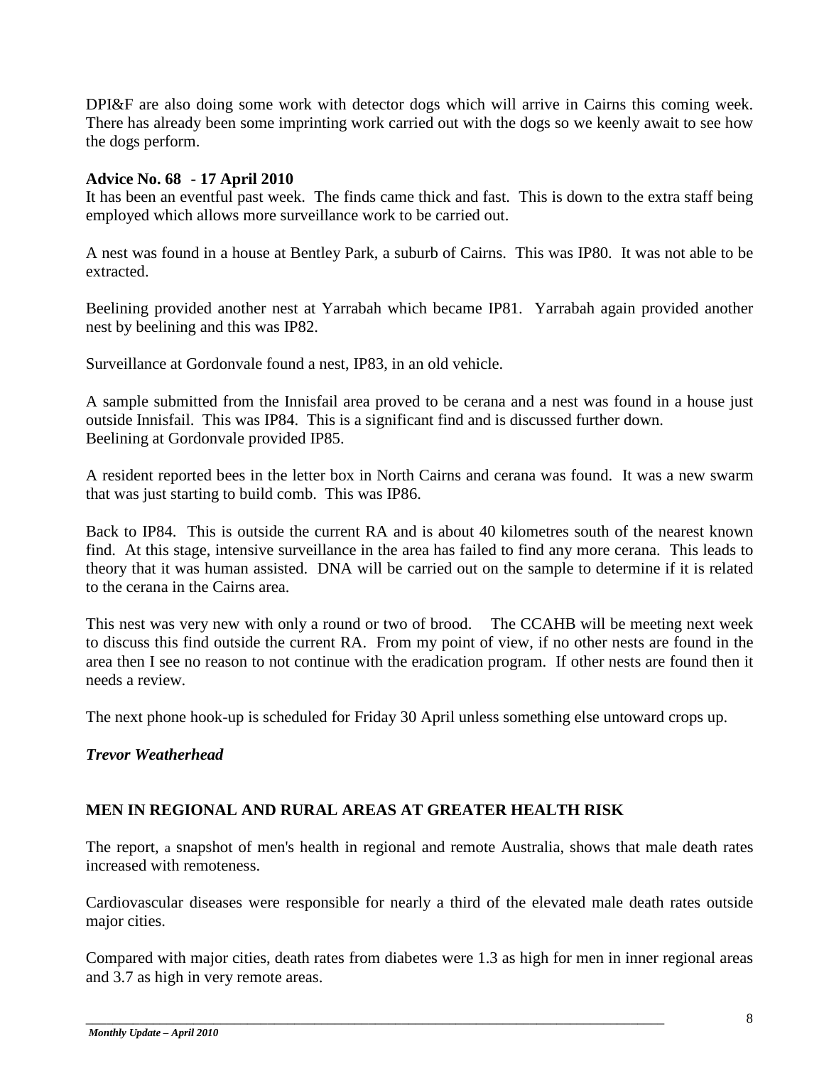DPI&F are also doing some work with detector dogs which will arrive in Cairns this coming week. There has already been some imprinting work carried out with the dogs so we keenly await to see how the dogs perform.

**Advice No. 68 - 17 April 2010**

It has been an eventful past week. The finds came thick and fast. This is down to the extra staff being employed which allows more surveillance work to be carried out.

A nest was found in a house at Bentley Park, a suburb of Cairns. This was IP80. It was not able to be extracted.

Beelining provided another nest at Yarrabah which became IP81. Yarrabah again provided another nest by beelining and this was IP82.

Surveillance at Gordonvale found a nest, IP83, in an old vehicle.

A sample submitted from the Innisfail area proved to be cerana and a nest was found in a house just outside Innisfail. This was IP84. This is a significant find and is discussed further down.
Beelining at Gordonvale provided IP85.

A resident reported bees in the letter box in North Cairns and cerana was found. It was a new swarm that was just starting to build comb. This was IP86.

Back to IP84. This is outside the current RA and is about 40 kilometres south of the nearest known find. At this stage, intensive surveillance in the area has failed to find any more cerana. This leads to theory that it was human assisted. DNA will be carried out on the sample to determine if it is related to the cerana in the Cairns area.

This nest was very new with only a round or two of brood. The CCAHB will be meeting next week to discuss this find outside the current RA. From my point of view, if no other nests are found in the area then I see no reason to not continue with the eradication program. If other nests are found then it needs a review.

The next phone hook-up is scheduled for Friday 30 April unless something else untoward crops up.

***Trevor Weatherhead***

## MEN IN REGIONAL AND RURAL AREAS AT GREATER HEALTH RISK

The report, a snapshot of men's health in regional and remote Australia, shows that male death rates increased with remoteness.

Cardiovascular diseases were responsible for nearly a third of the elevated male death rates outside major cities.

Compared with major cities, death rates from diabetes were 1.3 as high for men in inner regional areas and 3.7 as high in very remote areas.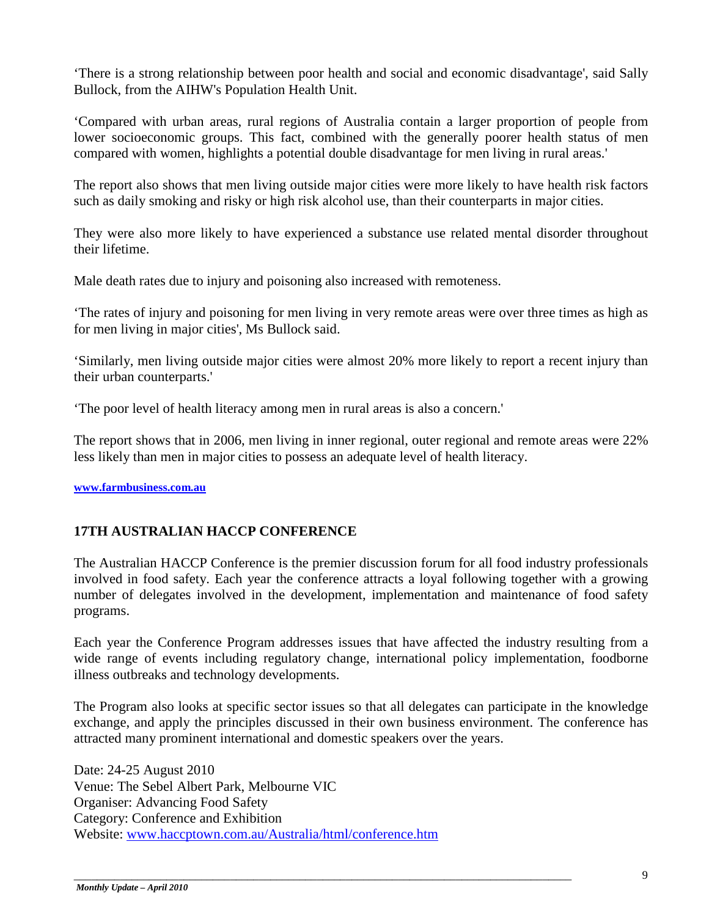'There is a strong relationship between poor health and social and economic disadvantage', said Sally Bullock, from the AIHW's Population Health Unit.

'Compared with urban areas, rural regions of Australia contain a larger proportion of people from lower socioeconomic groups. This fact, combined with the generally poorer health status of men compared with women, highlights a potential double disadvantage for men living in rural areas.'

The report also shows that men living outside major cities were more likely to have health risk factors such as daily smoking and risky or high risk alcohol use, than their counterparts in major cities.

They were also more likely to have experienced a substance use related mental disorder throughout their lifetime.

Male death rates due to injury and poisoning also increased with remoteness.

'The rates of injury and poisoning for men living in very remote areas were over three times as high as for men living in major cities', Ms Bullock said.

'Similarly, men living outside major cities were almost 20% more likely to report a recent injury than their urban counterparts.'

'The poor level of health literacy among men in rural areas is also a concern.'

The report shows that in 2006, men living in inner regional, outer regional and remote areas were 22% less likely than men in major cities to possess an adequate level of health literacy.

**www.farmbusiness.com.au**

## 17TH AUSTRALIAN HACCP CONFERENCE

The Australian HACCP Conference is the premier discussion forum for all food industry professionals involved in food safety. Each year the conference attracts a loyal following together with a growing number of delegates involved in the development, implementation and maintenance of food safety programs.

Each year the Conference Program addresses issues that have affected the industry resulting from a wide range of events including regulatory change, international policy implementation, foodborne illness outbreaks and technology developments.

The Program also looks at specific sector issues so that all delegates can participate in the knowledge exchange, and apply the principles discussed in their own business environment. The conference has attracted many prominent international and domestic speakers over the years.

Date: 24-25 August 2010
Venue: The Sebel Albert Park, Melbourne VIC
Organiser: Advancing Food Safety
Category: Conference and Exhibition
Website: www.haccptown.com.au/Australia/html/conference.htm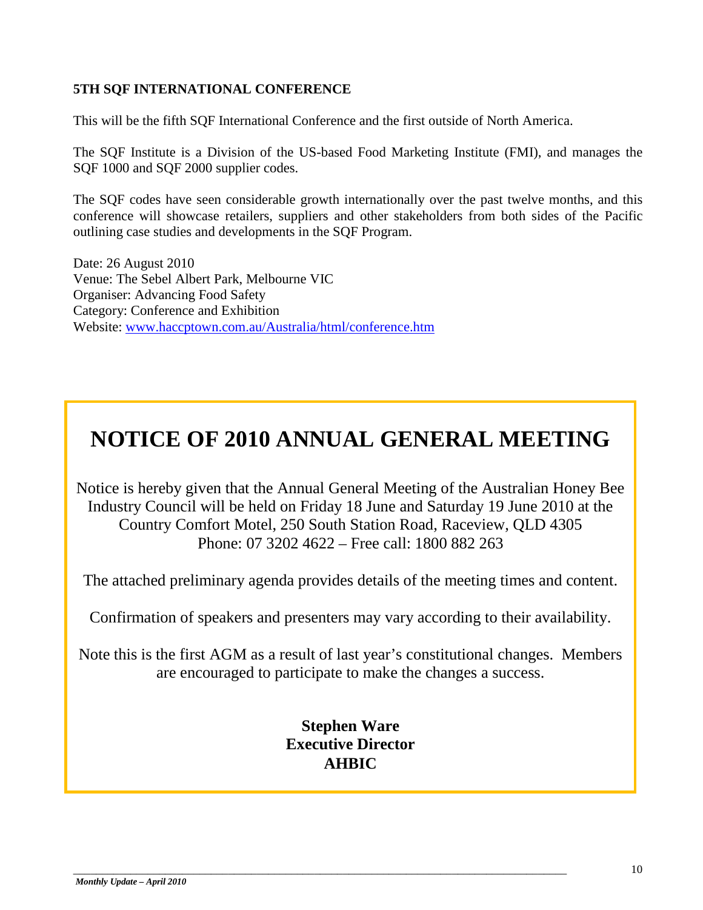**5TH SQF INTERNATIONAL CONFERENCE**

This will be the fifth SQF International Conference and the first outside of North America.

The SQF Institute is a Division of the US-based Food Marketing Institute (FMI), and manages the SQF 1000 and SQF 2000 supplier codes.

The SQF codes have seen considerable growth internationally over the past twelve months, and this conference will showcase retailers, suppliers and other stakeholders from both sides of the Pacific outlining case studies and developments in the SQF Program.

Date: 26 August 2010
Venue: The Sebel Albert Park, Melbourne VIC
Organiser: Advancing Food Safety
Category: Conference and Exhibition
Website: www.haccptown.com.au/Australia/html/conference.htm

# NOTICE OF 2010 ANNUAL GENERAL MEETING

Notice is hereby given that the Annual General Meeting of the Australian Honey Bee Industry Council will be held on Friday 18 June and Saturday 19 June 2010 at the Country Comfort Motel, 250 South Station Road, Raceview, QLD 4305
Phone: 07 3202 4622 – Free call: 1800 882 263

The attached preliminary agenda provides details of the meeting times and content.

Confirmation of speakers and presenters may vary according to their availability.

Note this is the first AGM as a result of last year's constitutional changes. Members are encouraged to participate to make the changes a success.

**Stephen Ware**
**Executive Director**
**AHBIC**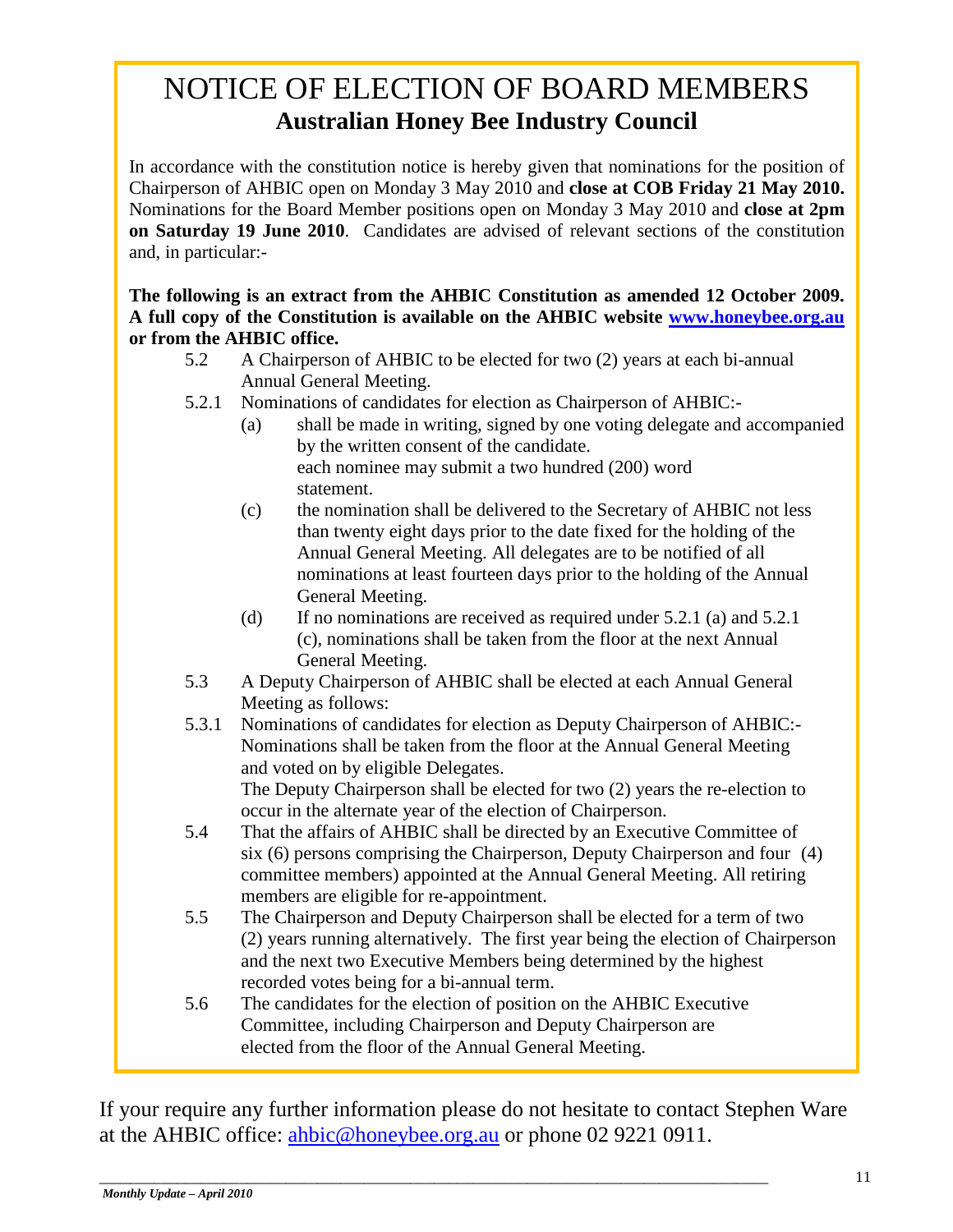# NOTICE OF ELECTION OF BOARD MEMBERS

## Australian Honey Bee Industry Council

In accordance with the constitution notice is hereby given that nominations for the position of Chairperson of AHBIC open on Monday 3 May 2010 and **close at COB Friday 21 May 2010.** Nominations for the Board Member positions open on Monday 3 May 2010 and **close at 2pm on Saturday 19 June 2010**. Candidates are advised of relevant sections of the constitution and, in particular:-

**The following is an extract from the AHBIC Constitution as amended 12 October 2009. A full copy of the Constitution is available on the AHBIC website [www.honeybee.org.au](http://www.honeybee.org.au) or from the AHBIC office.**

5.2 A Chairperson of AHBIC to be elected for two (2) years at each bi-annual Annual General Meeting.

5.2.1 Nominations of candidates for election as Chairperson of AHBIC:-

- (a) shall be made in writing, signed by one voting delegate and accompanied by the written consent of the candidate.
  each nominee may submit a two hundred (200) word statement.
- (c) the nomination shall be delivered to the Secretary of AHBIC not less than twenty eight days prior to the date fixed for the holding of the Annual General Meeting. All delegates are to be notified of all nominations at least fourteen days prior to the holding of the Annual General Meeting.
- (d) If no nominations are received as required under 5.2.1 (a) and 5.2.1 (c), nominations shall be taken from the floor at the next Annual General Meeting.

5.3 A Deputy Chairperson of AHBIC shall be elected at each Annual General Meeting as follows:

5.3.1 Nominations of candidates for election as Deputy Chairperson of AHBIC:- Nominations shall be taken from the floor at the Annual General Meeting and voted on by eligible Delegates.
The Deputy Chairperson shall be elected for two (2) years the re-election to occur in the alternate year of the election of Chairperson.

5.4 That the affairs of AHBIC shall be directed by an Executive Committee of six (6) persons comprising the Chairperson, Deputy Chairperson and four (4) committee members) appointed at the Annual General Meeting. All retiring members are eligible for re-appointment.

5.5 The Chairperson and Deputy Chairperson shall be elected for a term of two (2) years running alternatively. The first year being the election of Chairperson and the next two Executive Members being determined by the highest recorded votes being for a bi-annual term.

5.6 The candidates for the election of position on the AHBIC Executive Committee, including Chairperson and Deputy Chairperson are elected from the floor of the Annual General Meeting.

If your require any further information please do not hesitate to contact Stephen Ware at the AHBIC office: [ahbic@honeybee.org.au](mailto:ahbic@honeybee.org.au) or phone 02 9221 0911.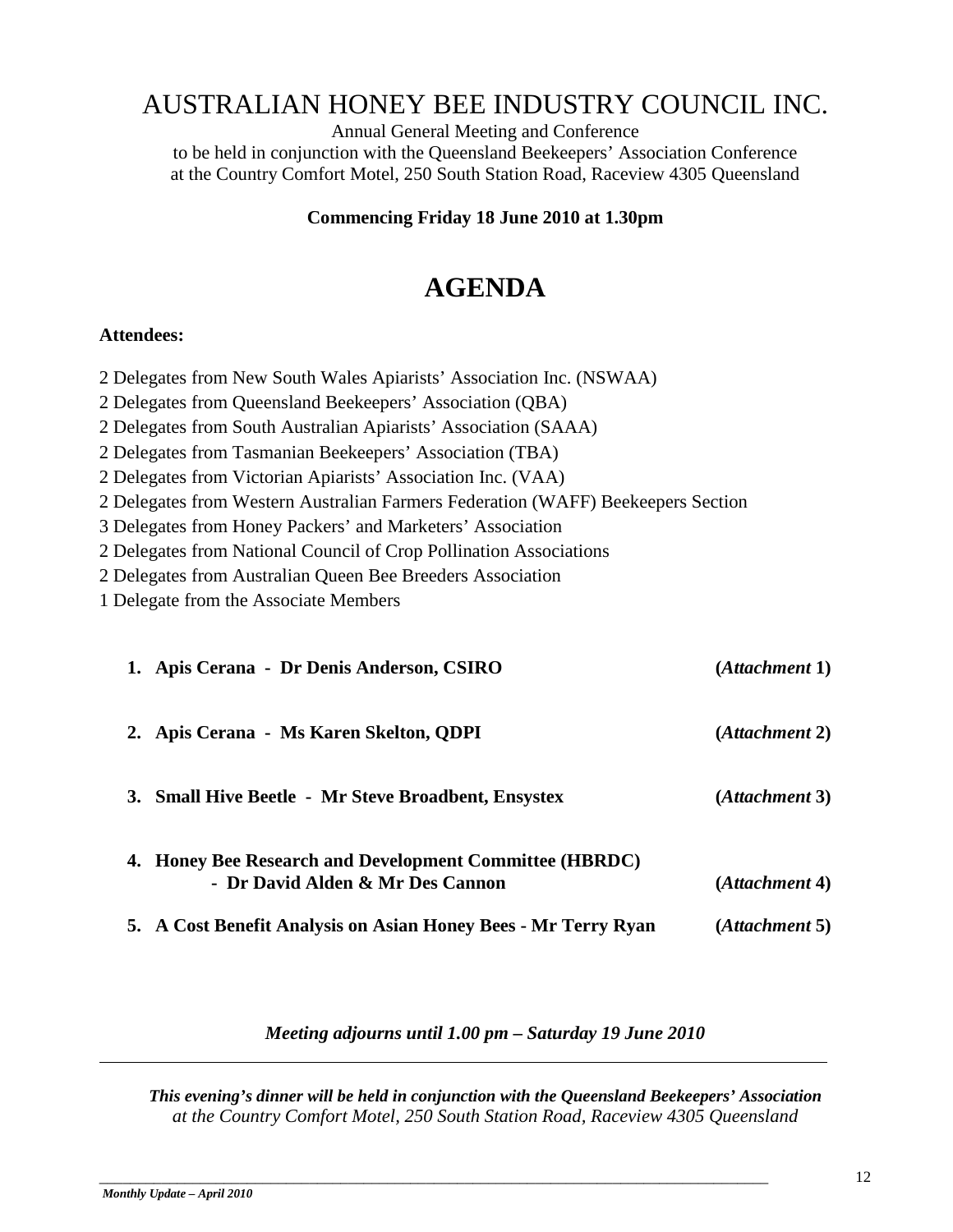# AUSTRALIAN HONEY BEE INDUSTRY COUNCIL INC.

Annual General Meeting and Conference
to be held in conjunction with the Queensland Beekeepers' Association Conference
at the Country Comfort Motel, 250 South Station Road, Raceview 4305 Queensland

**Commencing Friday 18 June 2010 at 1.30pm**

# AGENDA

**Attendees:**

2 Delegates from New South Wales Apiarists' Association Inc. (NSWAA)
2 Delegates from Queensland Beekeepers' Association (QBA)
2 Delegates from South Australian Apiarists' Association (SAAA)
2 Delegates from Tasmanian Beekeepers' Association (TBA)
2 Delegates from Victorian Apiarists' Association Inc. (VAA)
2 Delegates from Western Australian Farmers Federation (WAFF) Beekeepers Section
3 Delegates from Honey Packers' and Marketers' Association
2 Delegates from National Council of Crop Pollination Associations
2 Delegates from Australian Queen Bee Breeders Association
1 Delegate from the Associate Members

1. **Apis Cerana - Dr Denis Anderson, CSIRO** **(*Attachment* 1)**

2. **Apis Cerana - Ms Karen Skelton, QDPI** **(*Attachment* 2)**

3. **Small Hive Beetle - Mr Steve Broadbent, Ensystex** **(*Attachment* 3)**

4. **Honey Bee Research and Development Committee (HBRDC)**
   **- Dr David Alden & Mr Des Cannon** **(*Attachment* 4)**

5. **A Cost Benefit Analysis on Asian Honey Bees - Mr Terry Ryan** **(*Attachment* 5)**

***Meeting adjourns until 1.00 pm – Saturday 19 June 2010***

---

***This evening's dinner will be held in conjunction with the Queensland Beekeepers' Association***
*at the Country Comfort Motel, 250 South Station Road, Raceview 4305 Queensland*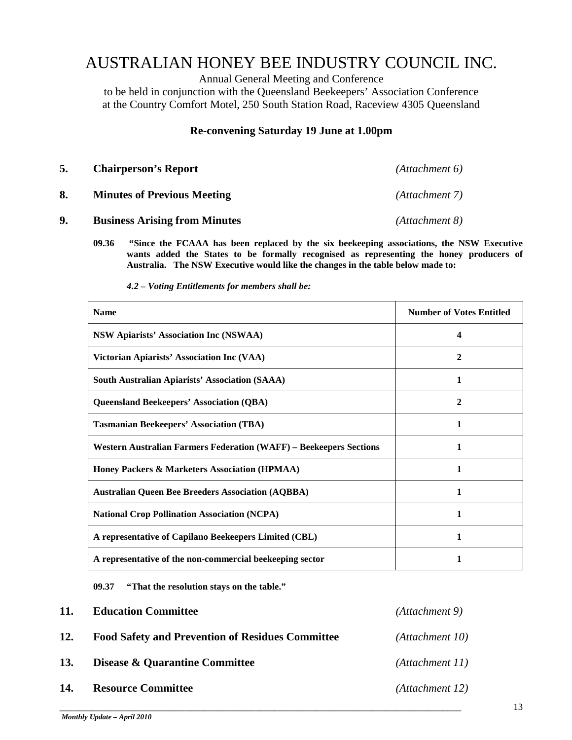# AUSTRALIAN HONEY BEE INDUSTRY COUNCIL INC.

Annual General Meeting and Conference
to be held in conjunction with the Queensland Beekeepers' Association Conference
at the Country Comfort Motel, 250 South Station Road, Raceview 4305 Queensland

**Re-convening Saturday 19 June at 1.00pm**

**5. Chairperson's Report** *(Attachment 6)*

**8. Minutes of Previous Meeting** *(Attachment 7)*

**9. Business Arising from Minutes** *(Attachment 8)*

**09.36 "Since the FCAAA has been replaced by the six beekeeping associations, the NSW Executive wants added the States to be formally recognised as representing the honey producers of Australia. The NSW Executive would like the changes in the table below made to:**

***4.2 – Voting Entitlements for members shall be:***

| Name | Number of Votes Entitled |
|---|---|
| NSW Apiarists' Association Inc (NSWAA) | 4 |
| Victorian Apiarists' Association Inc (VAA) | 2 |
| South Australian Apiarists' Association (SAAA) | 1 |
| Queensland Beekeepers' Association (QBA) | 2 |
| Tasmanian Beekeepers' Association (TBA) | 1 |
| Western Australian Farmers Federation (WAFF) – Beekeepers Sections | 1 |
| Honey Packers & Marketers Association (HPMAA) | 1 |
| Australian Queen Bee Breeders Association (AQBBA) | 1 |
| National Crop Pollination Association (NCPA) | 1 |
| A representative of Capilano Beekeepers Limited (CBL) | 1 |
| A representative of the non-commercial beekeeping sector | 1 |

**09.37 "That the resolution stays on the table."**

**11. Education Committee** *(Attachment 9)*

**12. Food Safety and Prevention of Residues Committee** *(Attachment 10)*

**13. Disease & Quarantine Committee** *(Attachment 11)*

**14. Resource Committee** *(Attachment 12)*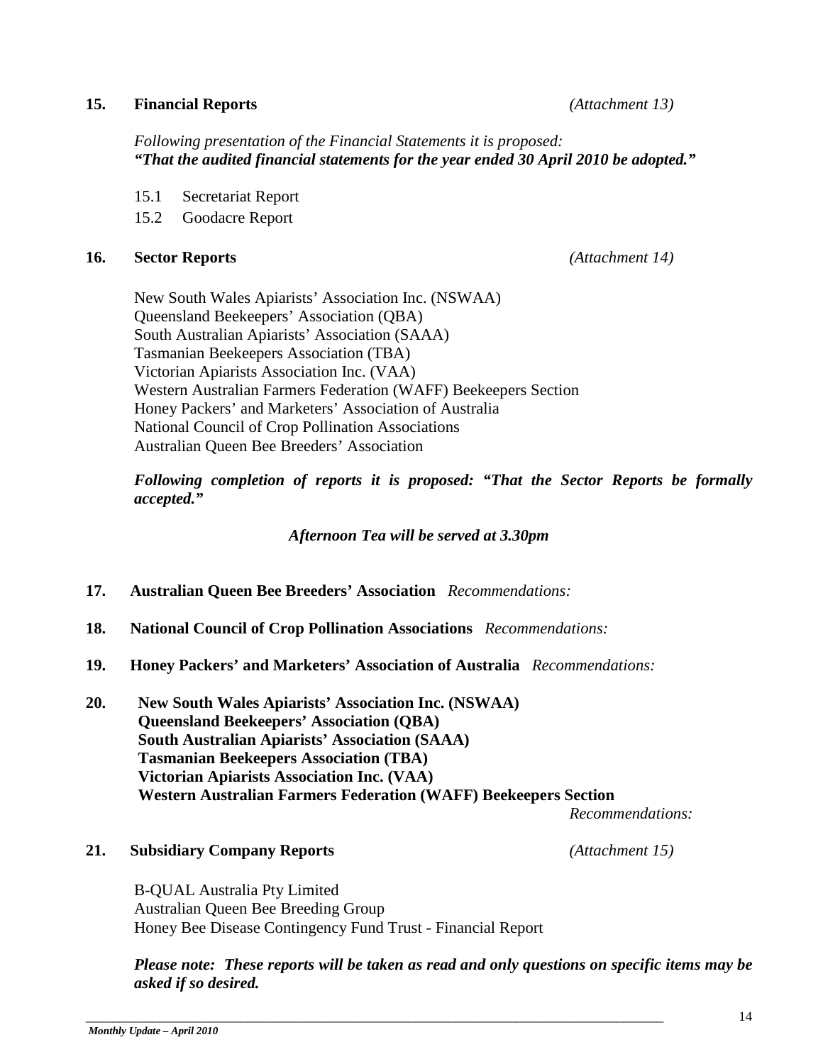**15. Financial Reports** *(Attachment 13)*

*Following presentation of the Financial Statements it is proposed:*
***"That the audited financial statements for the year ended 30 April 2010 be adopted."***

15.1 Secretariat Report
15.2 Goodacre Report

**16. Sector Reports** *(Attachment 14)*

New South Wales Apiarists' Association Inc. (NSWAA)
Queensland Beekeepers' Association (QBA)
South Australian Apiarists' Association (SAAA)
Tasmanian Beekeepers Association (TBA)
Victorian Apiarists Association Inc. (VAA)
Western Australian Farmers Federation (WAFF) Beekeepers Section
Honey Packers' and Marketers' Association of Australia
National Council of Crop Pollination Associations
Australian Queen Bee Breeders' Association

***Following completion of reports it is proposed: "That the Sector Reports be formally accepted."***

***Afternoon Tea will be served at 3.30pm***

**17. Australian Queen Bee Breeders' Association** *Recommendations:*

**18. National Council of Crop Pollination Associations** *Recommendations:*

**19. Honey Packers' and Marketers' Association of Australia** *Recommendations:*

**20. New South Wales Apiarists' Association Inc. (NSWAA)**
**Queensland Beekeepers' Association (QBA)**
**South Australian Apiarists' Association (SAAA)**
**Tasmanian Beekeepers Association (TBA)**
**Victorian Apiarists Association Inc. (VAA)**
**Western Australian Farmers Federation (WAFF) Beekeepers Section**
*Recommendations:*

**21. Subsidiary Company Reports** *(Attachment 15)*

B-QUAL Australia Pty Limited
Australian Queen Bee Breeding Group
Honey Bee Disease Contingency Fund Trust - Financial Report

***Please note: These reports will be taken as read and only questions on specific items may be asked if so desired.***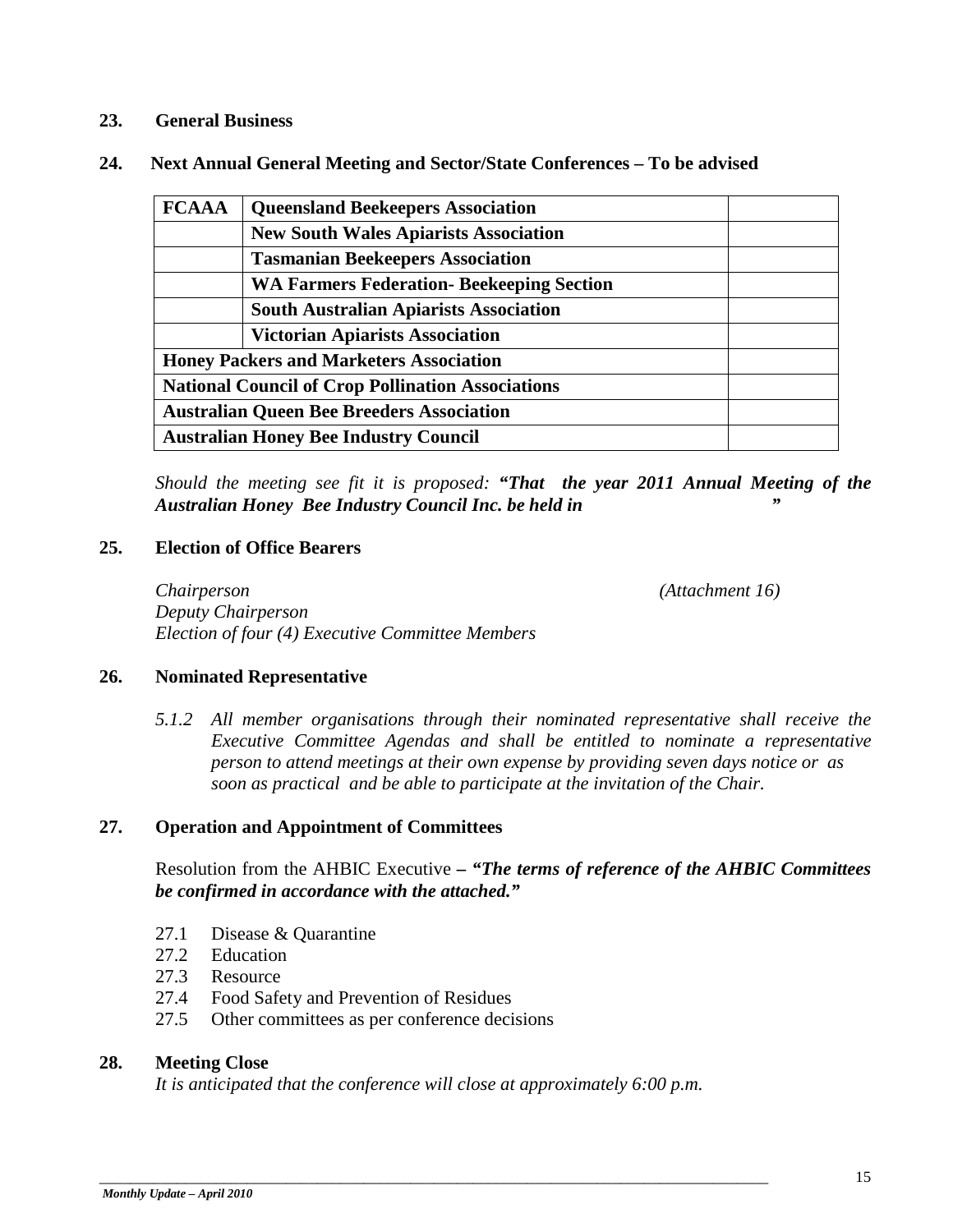**23. General Business**

**24. Next Annual General Meeting and Sector/State Conferences – To be advised**

| FCAAA | Queensland Beekeepers Association | |
|---|---|---|
| | **New South Wales Apiarists Association** | |
| | **Tasmanian Beekeepers Association** | |
| | **WA Farmers Federation- Beekeeping Section** | |
| | **South Australian Apiarists Association** | |
| | **Victorian Apiarists Association** | |
| **Honey Packers and Marketers Association** | | |
| **National Council of Crop Pollination Associations** | | |
| **Australian Queen Bee Breeders Association** | | |
| **Australian Honey Bee Industry Council** | | |

*Should the meeting see fit it is proposed:* ***"That the year 2011 Annual Meeting of the Australian Honey Bee Industry Council Inc. be held in "***

**25. Election of Office Bearers**

*Chairperson* *(Attachment 16)*
*Deputy Chairperson*
*Election of four (4) Executive Committee Members*

**26. Nominated Representative**

*5.1.2 All member organisations through their nominated representative shall receive the Executive Committee Agendas and shall be entitled to nominate a representative person to attend meetings at their own expense by providing seven days notice or as soon as practical and be able to participate at the invitation of the Chair.*

**27. Operation and Appointment of Committees**

Resolution from the AHBIC Executive **– *"The terms of reference of the AHBIC Committees be confirmed in accordance with the attached."***

27.1 Disease & Quarantine
27.2 Education
27.3 Resource
27.4 Food Safety and Prevention of Residues
27.5 Other committees as per conference decisions

**28. Meeting Close**

*It is anticipated that the conference will close at approximately 6:00 p.m.*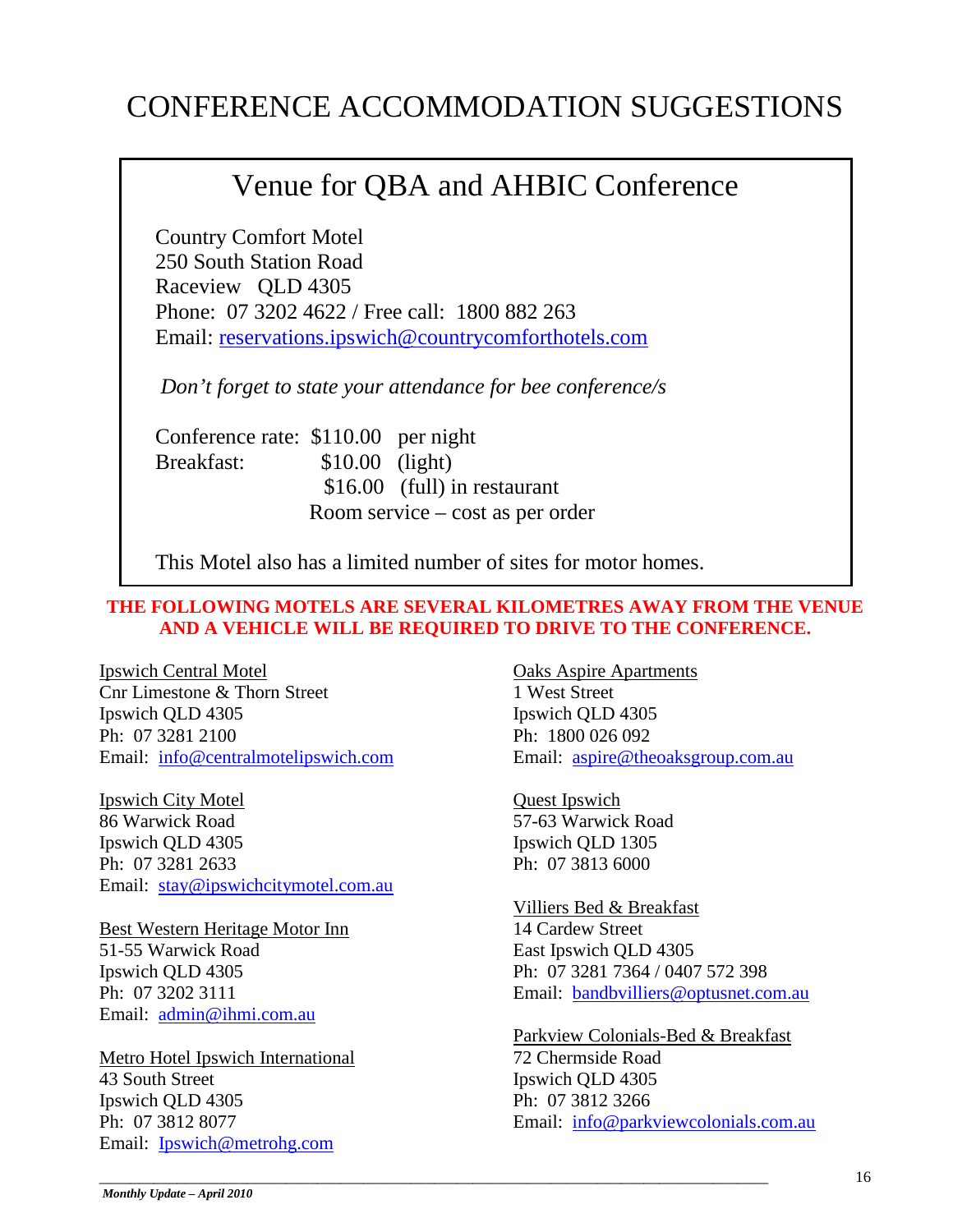# CONFERENCE ACCOMMODATION SUGGESTIONS

## Venue for QBA and AHBIC Conference

Country Comfort Motel
250 South Station Road
Raceview QLD 4305
Phone: 07 3202 4622 / Free call: 1800 882 263
Email: reservations.ipswich@countrycomforthotels.com

*Don't forget to state your attendance for bee conference/s*

Conference rate: $110.00 per night
Breakfast: $10.00 (light)
$16.00 (full) in restaurant
Room service – cost as per order

This Motel also has a limited number of sites for motor homes.

**THE FOLLOWING MOTELS ARE SEVERAL KILOMETRES AWAY FROM THE VENUE AND A VEHICLE WILL BE REQUIRED TO DRIVE TO THE CONFERENCE.**

Ipswich Central Motel
Cnr Limestone & Thorn Street
Ipswich QLD 4305
Ph: 07 3281 2100
Email: info@centralmotelipswich.com

Ipswich City Motel
86 Warwick Road
Ipswich QLD 4305
Ph: 07 3281 2633
Email: stay@ipswichcitymotel.com.au

Best Western Heritage Motor Inn
51-55 Warwick Road
Ipswich QLD 4305
Ph: 07 3202 3111
Email: admin@ihmi.com.au

Metro Hotel Ipswich International
43 South Street
Ipswich QLD 4305
Ph: 07 3812 8077
Email: Ipswich@metrohg.com

Oaks Aspire Apartments
1 West Street
Ipswich QLD 4305
Ph: 1800 026 092
Email: aspire@theoaksgroup.com.au

Quest Ipswich
57-63 Warwick Road
Ipswich QLD 1305
Ph: 07 3813 6000

Villiers Bed & Breakfast
14 Cardew Street
East Ipswich QLD 4305
Ph: 07 3281 7364 / 0407 572 398
Email: bandbvilliers@optusnet.com.au

Parkview Colonials-Bed & Breakfast
72 Chermside Road
Ipswich QLD 4305
Ph: 07 3812 3266
Email: info@parkviewcolonials.com.au